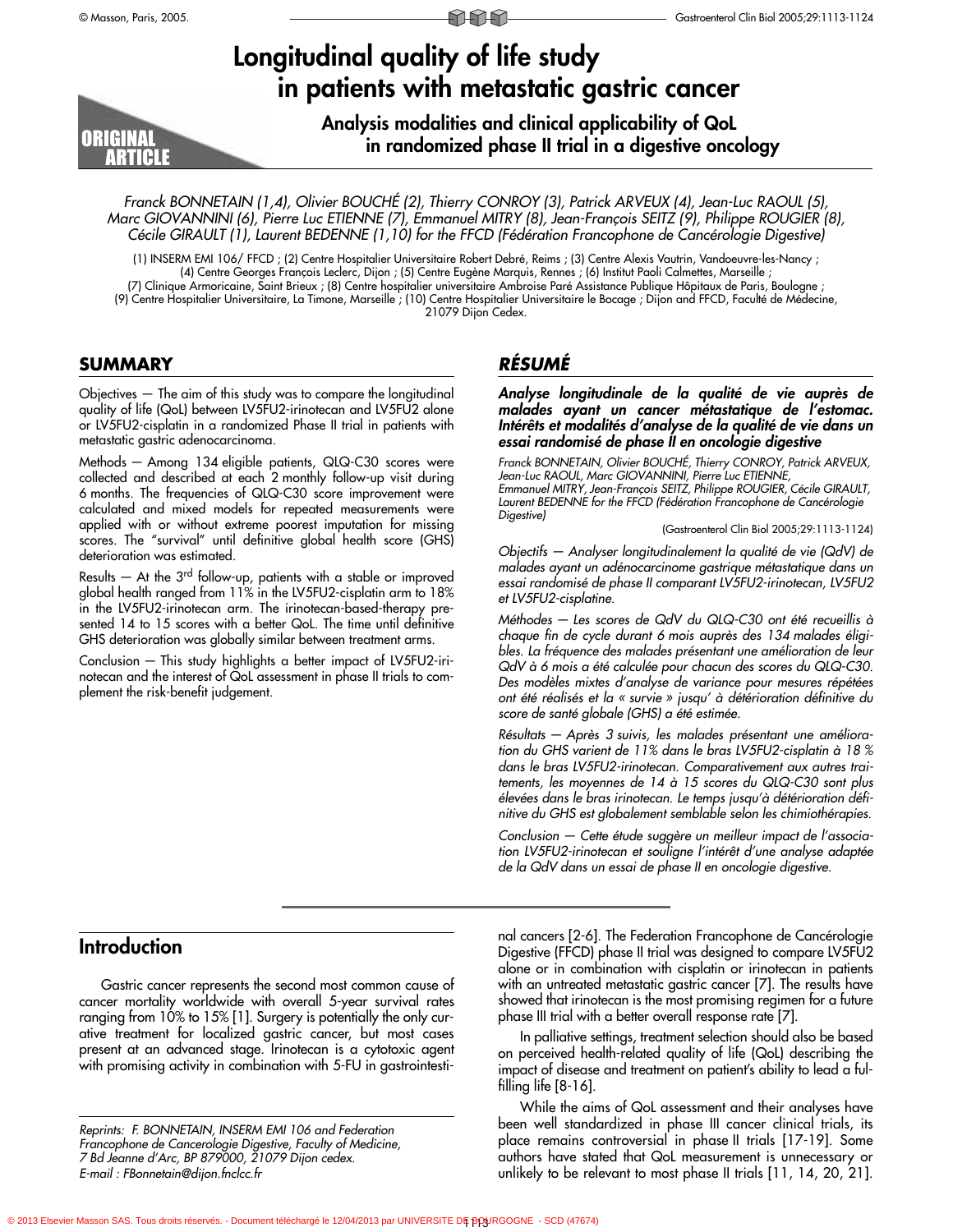# Longitudinal quality of life study in patients with metastatic gastric cancer

## Analysis modalities and clinical applicability of QoL in randomized phase II trial in a digestive oncology

ORIGINAL ARTICLE

*Franck BONNETAIN (1,4), Olivier BOUCHÉ (2), Thierry CONROY (3), Patrick ARVEUX (4), Jean-Luc RAOUL (5), Marc GIOVANNINI (6), Pierre Luc ETIENNE (7), Emmanuel MITRY (8), Jean-François SEITZ (9), Philippe ROUGIER (8), Cécile GIRAULT (1), Laurent BEDENNE (1,10) for the FFCD (Fédération Francophone de Cancérologie Digestive)*

(1) INSERM EMI 106/ FFCD ; (2) Centre Hospitalier Universitaire Robert Debré, Reims ; (3) Centre Alexis Vautrin, Vandoeuvre-les-Nancy ; (4) Centre Georges François Leclerc, Dijon ; (5) Centre Eugène Marquis, Rennes ; (6) Institut Paoli Calmettes, Marseille ; (7) Clinique Armoricaine, Saint Brieux ; (8) Centre hospitalier universitaire Ambroise Paré Assistance Publique Hôpitaux de Paris, Boulogne ; (9) Centre Hospitalier Universitaire, La Timone, Marseille ; (10) Centre Hospitalier Universitaire le Bocage ; Dijon and FFCD, Faculté de Médecine, 21079 Dijon Cedex.

## SUMMARY

Objectives — The aim of this study was to compare the longitudinal quality of life (QoL) between LV5FU2-irinotecan and LV5FU2 alone or LV5FU2-cisplatin in a randomized Phase II trial in patients with metastatic gastric adenocarcinoma.

Methods — Among 134 eligible patients, QLQ-C30 scores were collected and described at each 2 monthly follow-up visit during 6 months. The frequencies of QLQ-C30 score improvement were calculated and mixed models for repeated measurements were applied with or without extreme poorest imputation for missing scores. The "survival" until definitive global health score (GHS) deterioration was estimated.

Results — At the 3rd follow-up, patients with a stable or improved global health ranged from 11% in the LV5FU2-cisplatin arm to 18% in the LV5FU2-irinotecan arm. The irinotecan-based-therapy presented 14 to 15 scores with a better QoL. The time until definitive GHS deterioration was globally similar between treatment arms.

Conclusion — This study highlights a better impact of LV5FU2-irinotecan and the interest of QoL assessment in phase II trials to complement the risk-benefit judgement.

## *RÉSUMÉ*

***Analyse longitudinale de la qualité de vie auprès de malades ayant un cancer métastatique de l'estomac. Intérêts et modalités d'analyse de la qualité de vie dans un essai randomisé de phase II en oncologie digestive***

*Franck BONNETAIN, Olivier BOUCHÉ, Thierry CONROY, Patrick ARVEUX, Jean-Luc RAOUL, Marc GIOVANNINI, Pierre Luc ETIENNE, Emmanuel MITRY, Jean-François SEITZ, Philippe ROUGIER, Cécile GIRAULT, Laurent BEDENNE for the FFCD (Fédération Francophone de Cancérologie Digestive)*

(Gastroenterol Clin Biol 2005;29:1113-1124)

*Objectifs — Analyser longitudinalement la qualité de vie (QdV) de malades ayant un adénocarcinome gastrique métastatique dans un essai randomisé de phase II comparant LV5FU2-irinotecan, LV5FU2 et LV5FU2-cisplatine.*

*Méthodes — Les scores de QdV du QLQ-C30 ont été recueillis à chaque fin de cycle durant 6 mois auprès des 134 malades éligibles. La fréquence des malades présentant une amélioration de leur QdV à 6 mois a été calculée pour chacun des scores du QLQ-C30. Des modèles mixtes d'analyse de variance pour mesures répétées ont été réalisés et la « survie » jusqu' à détérioration définitive du score de santé globale (GHS) a été estimée.*

*Résultats — Après 3 suivis, les malades présentant une amélioration du GHS varient de 11% dans le bras LV5FU2-cisplatin à 18 % dans le bras LV5FU2-irinotecan. Comparativement aux autres traitements, les moyennes de 14 à 15 scores du QLQ-C30 sont plus élevées dans le bras irinotecan. Le temps jusqu'à détérioration définitive du GHS est globalement semblable selon les chimiothérapies.*

*Conclusion — Cette étude suggère un meilleur impact de l'association LV5FU2-irinotecan et souligne l'intérêt d'une analyse adaptée de la QdV dans un essai de phase II en oncologie digestive.*

## Introduction

Gastric cancer represents the second most common cause of cancer mortality worldwide with overall 5-year survival rates ranging from 10% to 15% [1]. Surgery is potentially the only curative treatment for localized gastric cancer, but most cases present at an advanced stage. Irinotecan is a cytotoxic agent with promising activity in combination with 5-FU in gastrointestinal cancers [2-6]. The Federation Francophone de Cancérologie Digestive (FFCD) phase II trial was designed to compare LV5FU2 alone or in combination with cisplatin or irinotecan in patients with an untreated metastatic gastric cancer [7]. The results have showed that irinotecan is the most promising regimen for a future phase III trial with a better overall response rate [7].

In palliative settings, treatment selection should also be based on perceived health-related quality of life (QoL) describing the impact of disease and treatment on patient's ability to lead a fulfilling life [8-16].

While the aims of QoL assessment and their analyses have been well standardized in phase III cancer clinical trials, its place remains controversial in phase II trials [17-19]. Some authors have stated that QoL measurement is unnecessary or unlikely to be relevant to most phase II trials [11, 14, 20, 21].

*Reprints: F. BONNETAIN, INSERM EMI 106 and Federation Francophone de Cancerologie Digestive, Faculty of Medicine, 7 Bd Jeanne d'Arc, BP 879000, 21079 Dijon cedex. E-mail : FBonnetain@dijon.fnclcc.fr*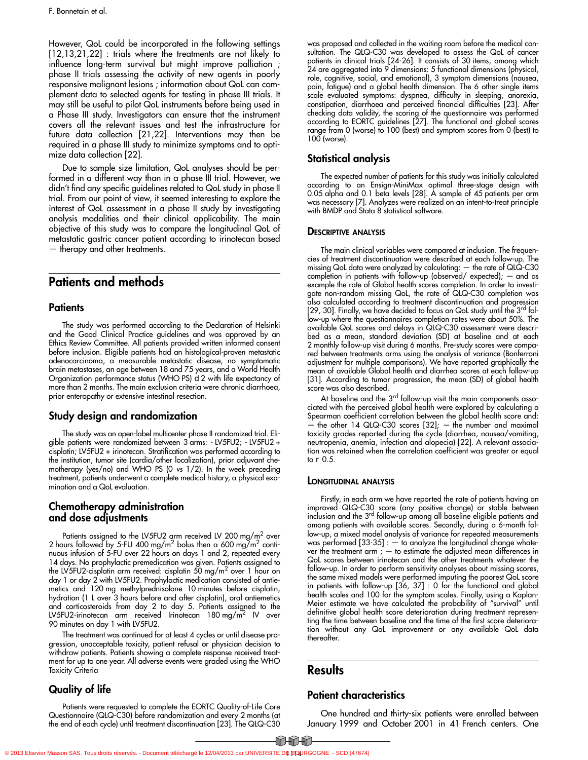However, QoL could be incorporated in the following settings [12,13,21,22] : trials where the treatments are not likely to influence long-term survival but might improve palliation ; phase II trials assessing the activity of new agents in poorly responsive malignant lesions ; information about QoL can complement data to selected agents for testing in phase III trials. It may still be useful to pilot QoL instruments before being used in a Phase III study. Investigators can ensure that the instrument covers all the relevant issues and test the infrastructure for future data collection [21,22]. Interventions may then be required in a phase III study to minimize symptoms and to optimize data collection [22].

Due to sample size limitation, QoL analyses should be performed in a different way than in a phase III trial. However, we didn't find any specific guidelines related to QoL study in phase II trial. From our point of view, it seemed interesting to explore the interest of QoL assessment in a phase II study by investigating analysis modalities and their clinical applicability. The main objective of this study was to compare the longitudinal QoL of metastatic gastric cancer patient according to irinotecan based — therapy and other treatments.

# Patients and methods

## Patients

The study was performed according to the Declaration of Helsinki and the Good Clinical Practice guidelines and was approved by an Ethics Review Committee. All patients provided written informed consent before inclusion. Eligible patients had an histological-proven metastatic adenocarcinoma, a measurable metastatic disease, no symptomatic brain metastases, an age between 18 and 75 years, and a World Health Organization performance status (WHO PS) d 2 with life expectancy of more than 2 months. The main exclusion criteria were chronic diarrhoea, prior enteropathy or extensive intestinal resection.

## Study design and randomization

The study was an open-label multicenter phase II randomized trial. Eligible patients were randomized between 3 arms: - LV5FU2; - LV5FU2 + cisplatin; LV5FU2 + irinotecan. Stratification was performed according to the institution, tumor site (cardia/other localization), prior adjuvant chemotherapy (yes/no) and WHO PS (0 *vs* 1/2). In the week preceding treatment, patients underwent a complete medical history, a physical examination and a QoL evaluation.

## Chemotherapy administration and dose adjustments

Patients assigned to the LV5FU2 arm received LV 200 mg/m$^2$ over 2 hours followed by 5-FU 400 mg/m$^2$ bolus then a 600 mg/m$^2$ continuous infusion of 5-FU over 22 hours on days 1 and 2, repeated every 14 days. No prophylactic premedication was given. Patients assigned to the LV5FU2-cisplatin arm received: cisplatin 50 mg/m$^2$ over 1 hour on day 1 or day 2 with LV5FU2. Prophylactic medication consisted of antiemetics and 120 mg methylprednisolone 10 minutes before cisplatin, hydration (1 L over 3 hours before and after cisplatin), oral antiemetics and corticosteroids from day 2 to day 5. Patients assigned to the LV5FU2-irinotecan arm received Irinotecan 180 mg/m$^2$ IV over 90 minutes on day 1 with LV5FU2.

The treatment was continued for at least 4 cycles or until disease progression, unacceptable toxicity, patient refusal or physician decision to withdraw patients. Patients showing a complete response received treatment for up to one year. All adverse events were graded using the WHO Toxicity Criteria

## Quality of life

Patients were requested to complete the EORTC Quality-of-Life Core Questionnaire (QLQ-C30) before randomization and every 2 months (at the end of each cycle) until treatment discontinuation [23]. The QLQ-C30 was proposed and collected in the waiting room before the medical consultation. The QLQ-C30 was developed to assess the QoL of cancer patients in clinical trials [24-26]. It consists of 30 items, among which 24 are aggregated into 9 dimensions: 5 functional dimensions (physical, role, cognitive, social, and emotional), 3 symptom dimensions (nausea, pain, fatigue) and a global health dimension. The 6 other single items scale evaluated symptoms: dyspnea, difficulty in sleeping, anorexia, constipation, diarrhoea and perceived financial difficulties [23]. After checking data validity, the scoring of the questionnaire was performed according to EORTC guidelines [27]. The functional and global scores range from 0 (worse) to 100 (best) and symptom scores from 0 (best) to 100 (worse).

## Statistical analysis

The expected number of patients for this study was initially calculated according to an Ensign-MiniMax optimal three-stage design with 0.05 alpha and 0.1 beta levels [28]. A sample of 45 patients per arm was necessary [7]. Analyzes were realized on an intent-to-treat principle with BMDP and Stata 8 statistical software.

### Descriptive analysis

The main clinical variables were compared at inclusion. The frequencies of treatment discontinuation were described at each follow-up. The missing QoL data were analyzed by calculating: — the rate of QLQ-C30 completion in patients with follow-up (observed/ expected); — and as example the rate of Global health scores completion. In order to investigate non-random missing QoL, the rate of QLQ-C30 completion was also calculated according to treatment discontinuation and progression [29, 30]. Finally, we have decided to focus on QoL study until the 3$^{rd}$ follow-up where the questionnaires completion rates were about 50%. The available QoL scores and delays in QLQ-C30 assessment were described as a mean, standard deviation (SD) at baseline and at each 2 monthly follow-up visit during 6 months. Pre-study scores were compared between treatments arms using the analysis of variance (Bonferroni adjustment for multiple comparisons). We have reported graphically the mean of available Global health and diarrhea scores at each follow-up [31]. According to tumor progression, the mean (SD) of global health score was also described.

At baseline and the 3$^{rd}$ follow-up visit the main components associated with the perceived global health were explored by calculating a Spearman coefficient correlation between the global health score and: — the other 14 QLQ-C30 scores [32]; — the number and maximal toxicity grades reported during the cycle (diarrhea, nausea/vomiting, neutropenia, anemia, infection and alopecia) [22]. A relevant association was retained when the correlation coefficient was greater or equal to r 0.5.

### Longitudinal analysis

Firstly, in each arm we have reported the rate of patients having an improved QLQ-C30 score (any positive change) or stable between inclusion and the 3$^{rd}$ follow-up among all baseline eligible patients and among patients with available scores. Secondly, during a 6-month follow-up, a mixed model analysis of variance for repeated measurements was performed [33-35] : — to analyze the longitudinal change whatever the treatment arm ; — to estimate the adjusted mean differences in QoL scores between irinotecan and the other treatments whatever the follow-up. In order to perform sensitivity analyses about missing scores, the same mixed models were performed imputing the poorest QoL score in patients with follow-up [36, 37] : 0 for the functional and global health scales and 100 for the symptom scales. Finally, using a Kaplan-Meier estimate we have calculated the probability of "survival" until definitive global health score deterioration during treatment representing the time between baseline and the time of the first score deterioration without any QoL improvement or any available QoL data thereafter.

# Results

## Patient characteristics

One hundred and thirty-six patients were enrolled between January 1999 and October 2001 in 41 French centers. One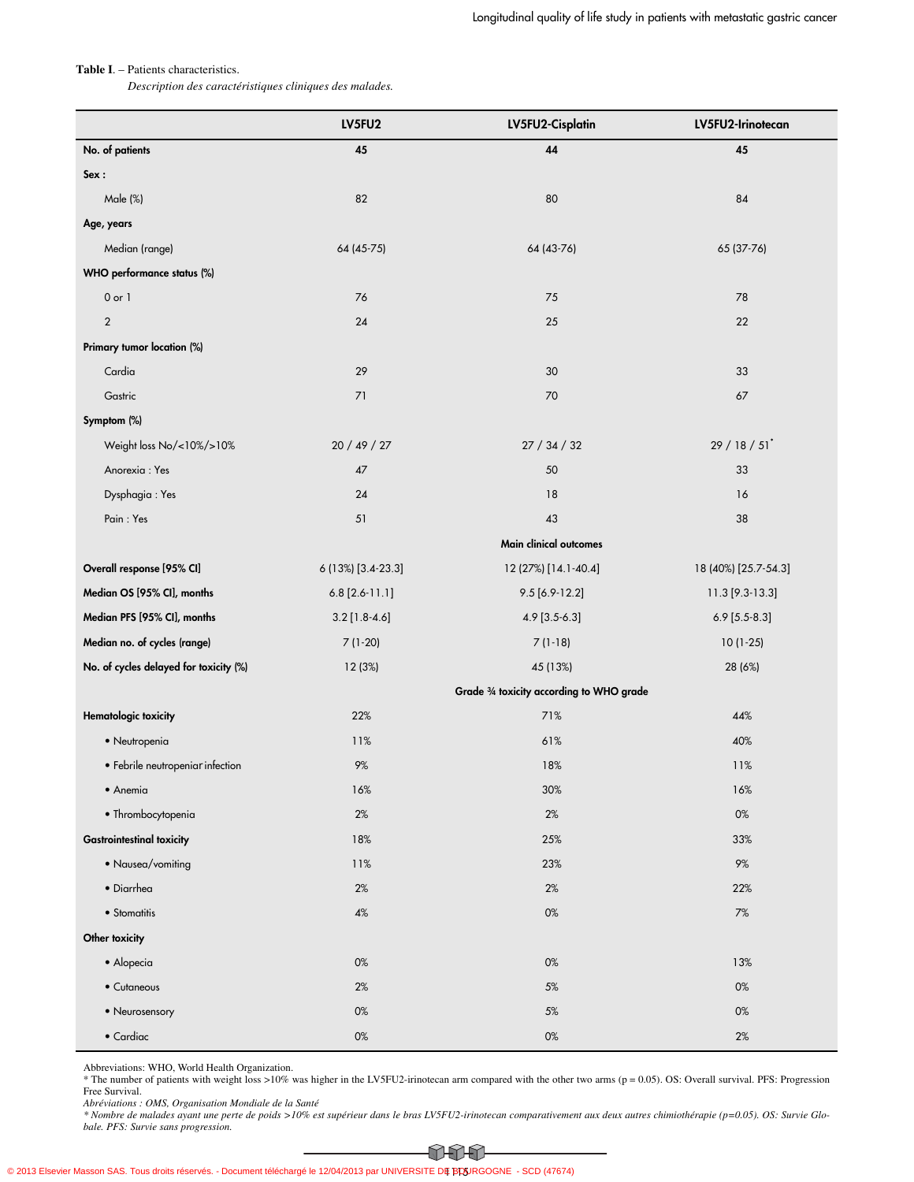**Table I**. – Patients characteristics.

*Description des caractéristiques cliniques des malades.*

| | LV5FU2 | LV5FU2-Cisplatin | LV5FU2-Irinotecan |
|---|---|---|---|
| **No. of patients** | **45** | **44** | **45** |
| **Sex :** | | | |
| Male (%) | 82 | 80 | 84 |
| **Age, years** | | | |
| Median (range) | 64 (45-75) | 64 (43-76) | 65 (37-76) |
| **WHO performance status (%)** | | | |
| 0 or 1 | 76 | 75 | 78 |
| 2 | 24 | 25 | 22 |
| **Primary tumor location (%)** | | | |
| Cardia | 29 | 30 | 33 |
| Gastric | 71 | 70 | 67 |
| **Symptom (%)** | | | |
| Weight loss No/<10%/>10% | 20 / 49 / 27 | 27 / 34 / 32 | 29 / 18 / 51* |
| Anorexia : Yes | 47 | 50 | 33 |
| Dysphagia : Yes | 24 | 18 | 16 |
| Pain : Yes | 51 | 43 | 38 |
| | | **Main clinical outcomes** | |
| **Overall response [95% CI]** | 6 (13%) [3.4-23.3] | 12 (27%) [14.1-40.4] | 18 (40%) [25.7-54.3] |
| **Median OS [95% CI], months** | 6.8 [2.6-11.1] | 9.5 [6.9-12.2] | 11.3 [9.3-13.3] |
| **Median PFS [95% CI], months** | 3.2 [1.8-4.6] | 4.9 [3.5-6.3] | 6.9 [5.5-8.3] |
| **Median no. of cycles (range)** | 7 (1-20) | 7 (1-18) | 10 (1-25) |
| **No. of cycles delayed for toxicity (%)** | 12 (3%) | 45 (13%) | 28 (6%) |
| | | **Grade ¾ toxicity according to WHO grade** | |
| **Hematologic toxicity** | 22% | 71% | 44% |
| • Neutropenia | 11% | 61% | 40% |
| • Febrile neutropeniar infection | 9% | 18% | 11% |
| • Anemia | 16% | 30% | 16% |
| • Thrombocytopenia | 2% | 2% | 0% |
| **Gastrointestinal toxicity** | 18% | 25% | 33% |
| • Nausea/vomiting | 11% | 23% | 9% |
| • Diarrhea | 2% | 2% | 22% |
| • Stomatitis | 4% | 0% | 7% |
| **Other toxicity** | | | |
| • Alopecia | 0% | 0% | 13% |
| • Cutaneous | 2% | 5% | 0% |
| • Neurosensory | 0% | 5% | 0% |
| • Cardiac | 0% | 0% | 2% |

Abbreviations: WHO, World Health Organization.

* The number of patients with weight loss >10% was higher in the LV5FU2-irinotecan arm compared with the other two arms (p = 0.05). OS: Overall survival. PFS: Progression Free Survival.

*Abréviations : OMS, Organisation Mondiale de la Santé*

*\* Nombre de malades ayant une perte de poids >10% est supérieur dans le bras LV5FU2-irinotecan comparativement aux deux autres chimiothérapie (p=0.05). OS: Survie Globale. PFS: Survie sans progression.*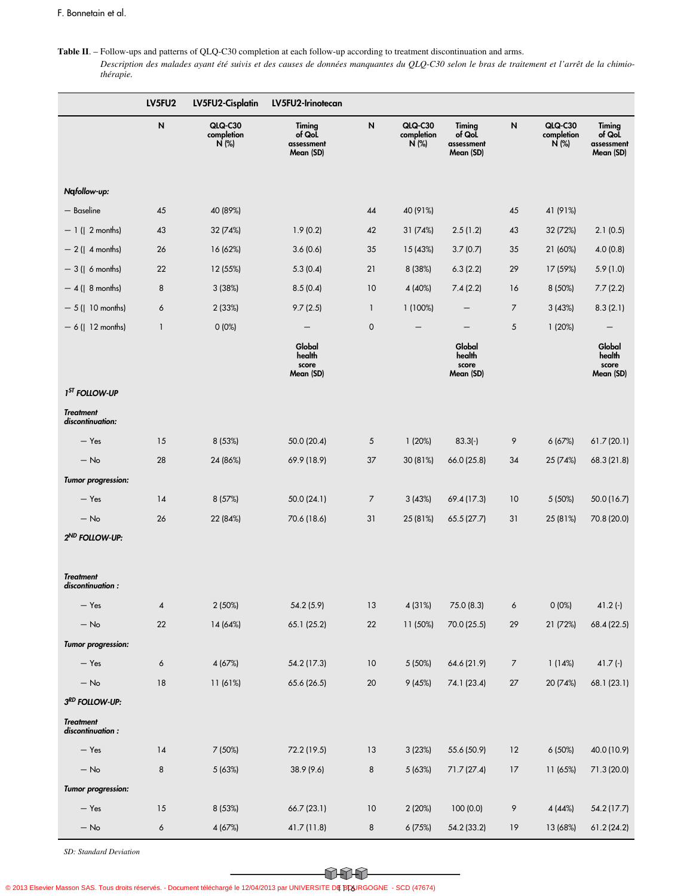**Table II**. – Follow-ups and patterns of QLQ-C30 completion at each follow-up according to treatment discontinuation and arms.

*Description des malades ayant été suivis et des causes de données manquantes du QLQ-C30 selon le bras de traitement et l'arrêt de la chimiothérapie.*

| | LV5FU2 | | | LV5FU2-Cisplatin | | | LV5FU2-Irinotecan | | |
|---|---|---|---|---|---|---|---|---|---|
| | N | QLQ-C30 completion N (%) | Timing of QoL assessment Mean (SD) | N | QLQ-C30 completion N (%) | Timing of QoL assessment Mean (SD) | N | QLQ-C30 completion N (%) | Timing of QoL assessment Mean (SD) |
| *N° follow-up:* | | | | | | | | | |
| – Baseline | 45 | 40 (89%) | | 44 | 40 (91%) | | 45 | 41 (91%) | |
| – 1 (≈ 2 months) | 43 | 32 (74%) | 1.9 (0.2) | 42 | 31 (74%) | 2.5 (1.2) | 43 | 32 (72%) | 2.1 (0.5) |
| – 2 (≈ 4 months) | 26 | 16 (62%) | 3.6 (0.6) | 35 | 15 (43%) | 3.7 (0.7) | 35 | 21 (60%) | 4.0 (0.8) |
| – 3 (≈ 6 months) | 22 | 12 (55%) | 5.3 (0.4) | 21 | 8 (38%) | 6.3 (2.2) | 29 | 17 (59%) | 5.9 (1.0) |
| – 4 (≈ 8 months) | 8 | 3 (38%) | 8.5 (0.4) | 10 | 4 (40%) | 7.4 (2.2) | 16 | 8 (50%) | 7.7 (2.2) |
| – 5 (≈ 10 months) | 6 | 2 (33%) | 9.7 (2.5) | 1 | 1 (100%) | – | 7 | 3 (43%) | 8.3 (2.1) |
| – 6 (≈ 12 months) | 1 | 0 (0%) | – | 0 | – | – | 5 | 1 (20%) | – |
| | | | Global health score Mean (SD) | | | Global health score Mean (SD) | | | Global health score Mean (SD) |
| ***1ST FOLLOW-UP*** | | | | | | | | | |
| *Treatment discontinuation:* | | | | | | | | | |
| – Yes | 15 | 8 (53%) | 50.0 (20.4) | 5 | 1 (20%) | 83.3(-) | 9 | 6 (67%) | 61.7 (20.1) |
| – No | 28 | 24 (86%) | 69.9 (18.9) | 37 | 30 (81%) | 66.0 (25.8) | 34 | 25 (74%) | 68.3 (21.8) |
| *Tumor progression:* | | | | | | | | | |
| – Yes | 14 | 8 (57%) | 50.0 (24.1) | 7 | 3 (43%) | 69.4 (17.3) | 10 | 5 (50%) | 50.0 (16.7) |
| – No | 26 | 22 (84%) | 70.6 (18.6) | 31 | 25 (81%) | 65.5 (27.7) | 31 | 25 (81%) | 70.8 (20.0) |
| ***2ND FOLLOW-UP:*** | | | | | | | | | |
| *Treatment discontinuation :* | | | | | | | | | |
| – Yes | 4 | 2 (50%) | 54.2 (5.9) | 13 | 4 (31%) | 75.0 (8.3) | 6 | 0 (0%) | 41.2 (-) |
| – No | 22 | 14 (64%) | 65.1 (25.2) | 22 | 11 (50%) | 70.0 (25.5) | 29 | 21 (72%) | 68.4 (22.5) |
| *Tumor progression:* | | | | | | | | | |
| – Yes | 6 | 4 (67%) | 54.2 (17.3) | 10 | 5 (50%) | 64.6 (21.9) | 7 | 1 (14%) | 41.7 (-) |
| – No | 18 | 11 (61%) | 65.6 (26.5) | 20 | 9 (45%) | 74.1 (23.4) | 27 | 20 (74%) | 68.1 (23.1) |
| ***3RD FOLLOW-UP:*** | | | | | | | | | |
| *Treatment discontinuation :* | | | | | | | | | |
| – Yes | 14 | 7 (50%) | 72.2 (19.5) | 13 | 3 (23%) | 55.6 (50.9) | 12 | 6 (50%) | 40.0 (10.9) |
| – No | 8 | 5 (63%) | 38.9 (9.6) | 8 | 5 (63%) | 71.7 (27.4) | 17 | 11 (65%) | 71.3 (20.0) |
| *Tumor progression:* | | | | | | | | | |
| – Yes | 15 | 8 (53%) | 66.7 (23.1) | 10 | 2 (20%) | 100 (0.0) | 9 | 4 (44%) | 54.2 (17.7) |
| – No | 6 | 4 (67%) | 41.7 (11.8) | 8 | 6 (75%) | 54.2 (33.2) | 19 | 13 (68%) | 61.2 (24.2) |

*SD: Standard Deviation*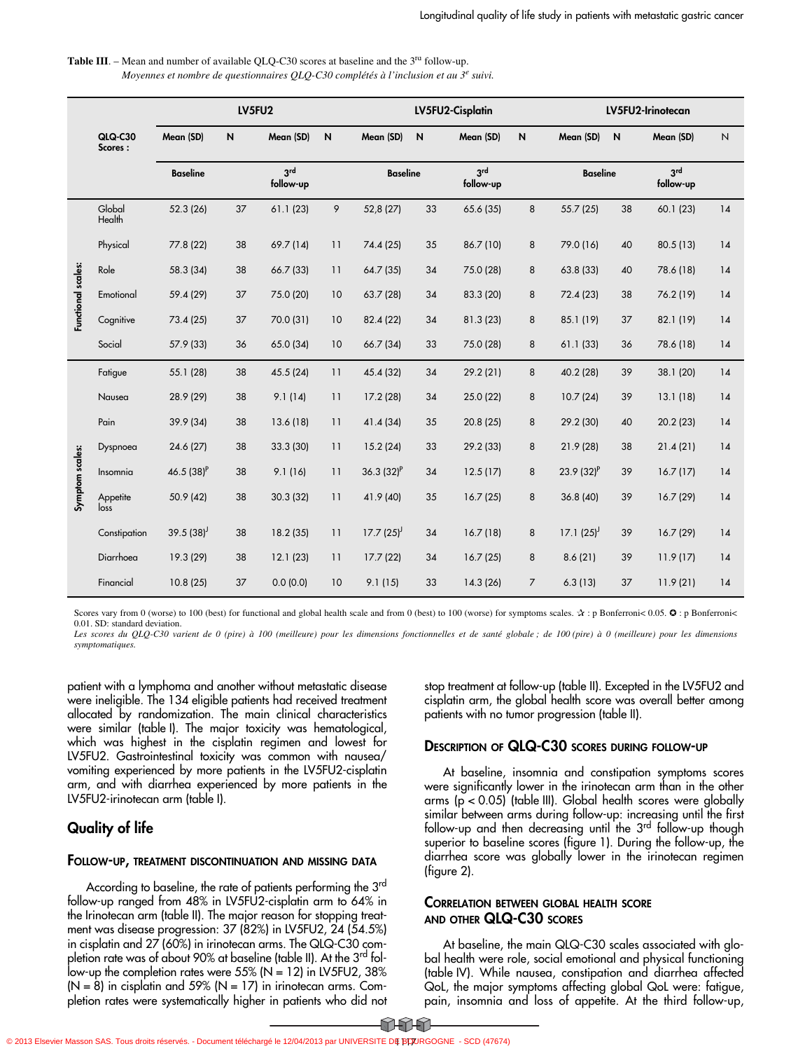**Table III**. – Mean and number of available QLQ-C30 scores at baseline and the 3rd follow-up.
*Moyennes et nombre de questionnaires QLQ-C30 complétés à l'inclusion et au 3e suivi.*

| | QLQ-C30 Scores : | LV5FU2 | | | | LV5FU2-Cisplatin | | | | LV5FU2-Irinotecan | | | |
|---|---|---|---|---|---|---|---|---|---|---|---|---|---|
| | | Mean (SD) | N | Mean (SD) | N | Mean (SD) | N | Mean (SD) | N | Mean (SD) | N | Mean (SD) | N |
| | | Baseline | | 3rd follow-up | | Baseline | | 3rd follow-up | | Baseline | | 3rd follow-up | |
| | Global Health | 52.3 (26) | 37 | 61.1 (23) | 9 | 52,8 (27) | 33 | 65.6 (35) | 8 | 55.7 (25) | 38 | 60.1 (23) | 14 |
| Functional scales: | Physical | 77.8 (22) | 38 | 69.7 (14) | 11 | 74.4 (25) | 35 | 86.7 (10) | 8 | 79.0 (16) | 40 | 80.5 (13) | 14 |
| | Role | 58.3 (34) | 38 | 66.7 (33) | 11 | 64.7 (35) | 34 | 75.0 (28) | 8 | 63.8 (33) | 40 | 78.6 (18) | 14 |
| | Emotional | 59.4 (29) | 37 | 75.0 (20) | 10 | 63.7 (28) | 34 | 83.3 (20) | 8 | 72.4 (23) | 38 | 76.2 (19) | 14 |
| | Cognitive | 73.4 (25) | 37 | 70.0 (31) | 10 | 82.4 (22) | 34 | 81.3 (23) | 8 | 85.1 (19) | 37 | 82.1 (19) | 14 |
| | Social | 57.9 (33) | 36 | 65.0 (34) | 10 | 66.7 (34) | 33 | 75.0 (28) | 8 | 61.1 (33) | 36 | 78.6 (18) | 14 |
| Symptom scales: | Fatigue | 55.1 (28) | 38 | 45.5 (24) | 11 | 45.4 (32) | 34 | 29.2 (21) | 8 | 40.2 (28) | 39 | 38.1 (20) | 14 |
| | Nausea | 28.9 (29) | 38 | 9.1 (14) | 11 | 17.2 (28) | 34 | 25.0 (22) | 8 | 10.7 (24) | 39 | 13.1 (18) | 14 |
| | Pain | 39.9 (34) | 38 | 13.6 (18) | 11 | 41.4 (34) | 35 | 20.8 (25) | 8 | 29.2 (30) | 40 | 20.2 (23) | 14 |
| | Dyspnoea | 24.6 (27) | 38 | 33.3 (30) | 11 | 15.2 (24) | 33 | 29.2 (33) | 8 | 21.9 (28) | 38 | 21.4 (21) | 14 |
| | Insomnia | 46.5 (38)P | 38 | 9.1 (16) | 11 | 36.3 (32)P | 34 | 12.5 (17) | 8 | 23.9 (32)P | 39 | 16.7 (17) | 14 |
| | Appetite loss | 50.9 (42) | 38 | 30.3 (32) | 11 | 41.9 (40) | 35 | 16.7 (25) | 8 | 36.8 (40) | 39 | 16.7 (29) | 14 |
| | Constipation | 39.5 (38)J | 38 | 18.2 (35) | 11 | 17.7 (25)J | 34 | 16.7 (18) | 8 | 17.1 (25)J | 39 | 16.7 (29) | 14 |
| | Diarrhoea | 19.3 (29) | 38 | 12.1 (23) | 11 | 17.7 (22) | 34 | 16.7 (25) | 8 | 8.6 (21) | 39 | 11.9 (17) | 14 |
| | Financial | 10.8 (25) | 37 | 0.0 (0.0) | 10 | 9.1 (15) | 33 | 14.3 (26) | 7 | 6.3 (13) | 37 | 11.9 (21) | 14 |

Scores vary from 0 (worse) to 100 (best) for functional and global health scale and from 0 (best) to 100 (worse) for symptoms scales. ✰ : p Bonferroni< 0.05. ✪ : p Bonferroni< 0.01. SD: standard deviation.
*Les scores du QLQ-C30 varient de 0 (pire) à 100 (meilleure) pour les dimensions fonctionnelles et de santé globale ; de 100 (pire) à 0 (meilleure) pour les dimensions symptomatiques.*

patient with a lymphoma and another without metastatic disease were ineligible. The 134 eligible patients had received treatment allocated by randomization. The main clinical characteristics were similar (table I). The major toxicity was hematological, which was highest in the cisplatin regimen and lowest for LV5FU2. Gastrointestinal toxicity was common with nausea/vomiting experienced by more patients in the LV5FU2-cisplatin arm, and with diarrhea experienced by more patients in the LV5FU2-irinotecan arm (table I).

## Quality of life

### Follow-up, treatment discontinuation and missing data

According to baseline, the rate of patients performing the 3rd follow-up ranged from 48% in LV5FU2-cisplatin arm to 64% in the Irinotecan arm (table II). The major reason for stopping treatment was disease progression: 37 (82%) in LV5FU2, 24 (54.5%) in cisplatin and 27 (60%) in irinotecan arms. The QLQ-C30 completion rate was of about 90% at baseline (table II). At the 3rd follow-up the completion rates were 55% (N = 12) in LV5FU2, 38% (N = 8) in cisplatin and 59% (N = 17) in irinotecan arms. Completion rates were systematically higher in patients who did not stop treatment at follow-up (table II). Excepted in the LV5FU2 and cisplatin arm, the global health score was overall better among patients with no tumor progression (table II).

### Description of QLQ-C30 scores during follow-up

At baseline, insomnia and constipation symptoms scores were significantly lower in the irinotecan arm than in the other arms ($p < 0.05$) (table III). Global health scores were globally similar between arms during follow-up: increasing until the first follow-up and then decreasing until the 3rd follow-up though superior to baseline scores (figure 1). During the follow-up, the diarrhea score was globally lower in the irinotecan regimen (figure 2).

### Correlation between global health score and other QLQ-C30 scores

At baseline, the main QLQ-C30 scales associated with global health were role, social emotional and physical functioning (table IV). While nausea, constipation and diarrhea affected QoL, the major symptoms affecting global QoL were: fatigue, pain, insomnia and loss of appetite. At the third follow-up,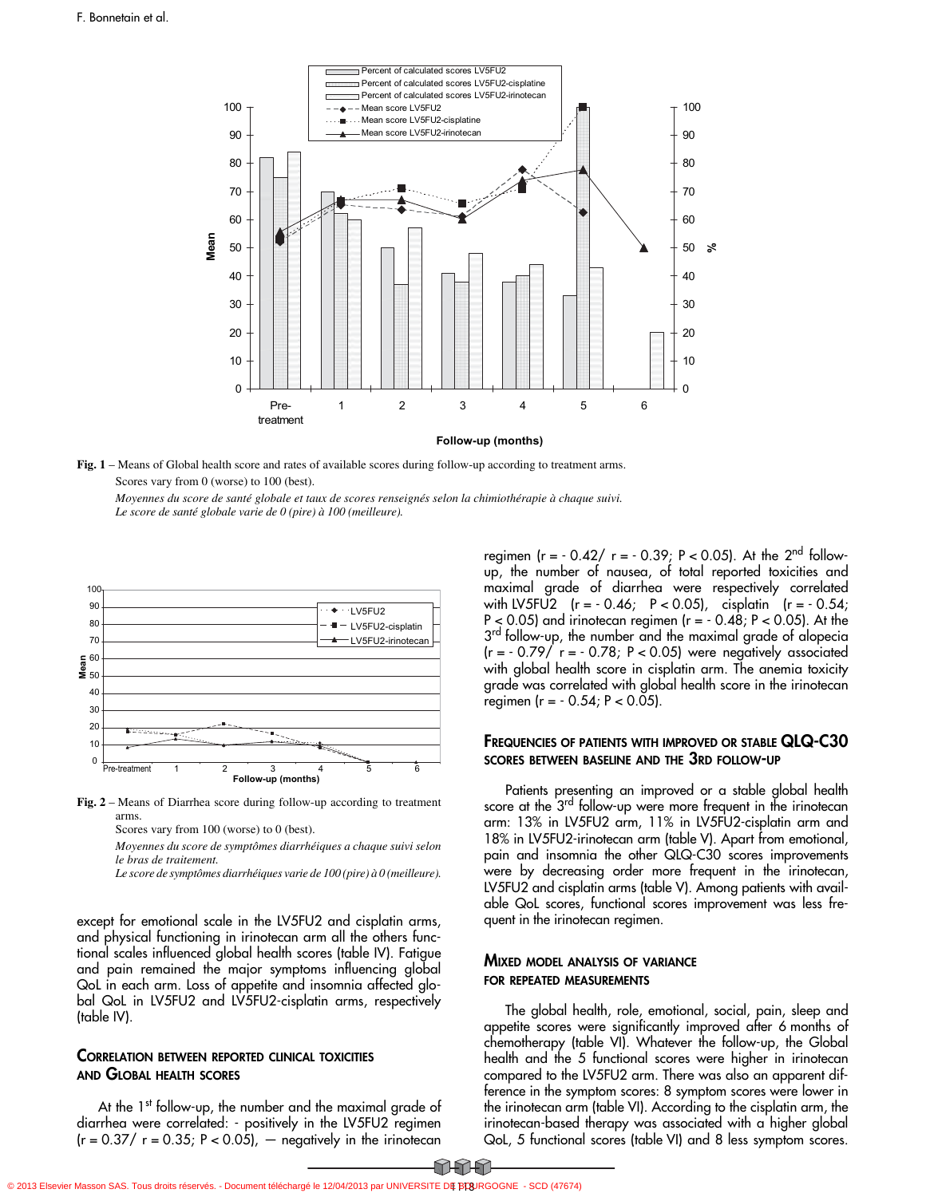Fig. 1 – Means of Global health score and rates of available scores during follow-up according to treatment arms.
Scores vary from 0 (worse) to 100 (best).

*Moyennes du score de santé globale et taux de scores renseignés selon la chimiothérapie à chaque suivi.*
*Le score de santé globale varie de 0 (pire) à 100 (meilleure).*

Fig. 2 – Means of Diarrhea score during follow-up according to treatment arms.
Scores vary from 100 (worse) to 0 (best).

*Moyennes du score de symptômes diarrhéiques a chaque suivi selon le bras de traitement.*
*Le score de symptômes diarrhéiques varie de 100 (pire) à 0 (meilleure).*

except for emotional scale in the LV5FU2 and cisplatin arms, and physical functioning in irinotecan arm all the others functional scales influenced global health scores (table IV). Fatigue and pain remained the major symptoms influencing global QoL in each arm. Loss of appetite and insomnia affected global QoL in LV5FU2 and LV5FU2-cisplatin arms, respectively (table IV).

## Correlation between reported clinical toxicities and Global health scores

At the 1st follow-up, the number and the maximal grade of diarrhea were correlated: - positively in the LV5FU2 regimen ($r = 0.37$/ $r = 0.35$; $P < 0.05$), — negatively in the irinotecan regimen ($r = -0.42$/ $r = -0.39$; $P < 0.05$). At the 2nd follow-up, the number of nausea, of total reported toxicities and maximal grade of diarrhea were respectively correlated with LV5FU2 ($r = -0.46$; $P < 0.05$), cisplatin ($r = -0.54$; $P < 0.05$) and irinotecan regimen ($r = -0.48$; $P < 0.05$). At the 3rd follow-up, the number and the maximal grade of alopecia ($r = -0.79$/ $r = -0.78$; $P < 0.05$) were negatively associated with global health score in cisplatin arm. The anemia toxicity grade was correlated with global health score in the irinotecan regimen ($r = -0.54$; $P < 0.05$).

## Frequencies of patients with improved or stable QLQ-C30 scores between baseline and the 3rd follow-up

Patients presenting an improved or a stable global health score at the 3rd follow-up were more frequent in the irinotecan arm: 13% in LV5FU2 arm, 11% in LV5FU2-cisplatin arm and 18% in LV5FU2-irinotecan arm (table V). Apart from emotional, pain and insomnia the other QLQ-C30 scores improvements were by decreasing order more frequent in the irinotecan, LV5FU2 and cisplatin arms (table V). Among patients with available QoL scores, functional scores improvement was less frequent in the irinotecan regimen.

## Mixed model analysis of variance for repeated measurements

The global health, role, emotional, social, pain, sleep and appetite scores were significantly improved after 6 months of chemotherapy (table VI). Whatever the follow-up, the Global health and the 5 functional scores were higher in irinotecan compared to the LV5FU2 arm. There was also an apparent difference in the symptom scores: 8 symptom scores were lower in the irinotecan arm (table VI). According to the cisplatin arm, the irinotecan-based therapy was associated with a higher global QoL, 5 functional scores (table VI) and 8 less symptom scores.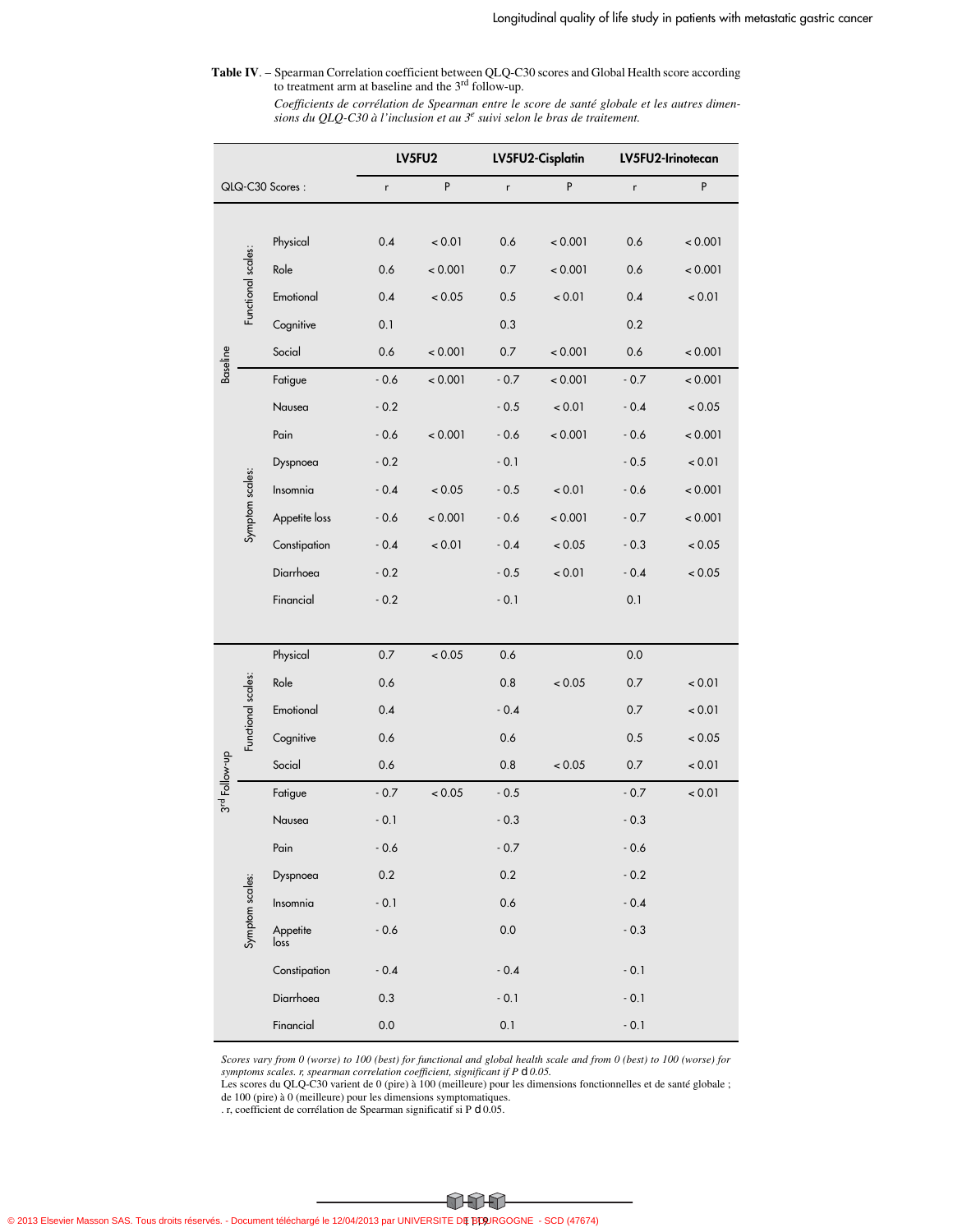**Table IV**. – Spearman Correlation coefficient between QLQ-C30 scores and Global Health score according to treatment arm at baseline and the 3rd follow-up.

*Coefficients de corrélation de Spearman entre le score de santé globale et les autres dimensions du QLQ-C30 à l'inclusion et au 3e suivi selon le bras de traitement.*

| | | | LV5FU2 | | LV5FU2-Cisplatin | | LV5FU2-Irinotecan | |
|---|---|---|---|---|---|---|---|---|
| QLQ-C30 Scores : | | | r | P | r | P | r | P |
| Baseline | Functional scales: | Physical | 0.4 | < 0.01 | 0.6 | < 0.001 | 0.6 | < 0.001 |
| | | Role | 0.6 | < 0.001 | 0.7 | < 0.001 | 0.6 | < 0.001 |
| | | Emotional | 0.4 | < 0.05 | 0.5 | < 0.01 | 0.4 | < 0.01 |
| | | Cognitive | 0.1 | | 0.3 | | 0.2 | |
| | | Social | 0.6 | < 0.001 | 0.7 | < 0.001 | 0.6 | < 0.001 |
| | Symptom scales: | Fatigue | - 0.6 | < 0.001 | - 0.7 | < 0.001 | - 0.7 | < 0.001 |
| | | Nausea | - 0.2 | | - 0.5 | < 0.01 | - 0.4 | < 0.05 |
| | | Pain | - 0.6 | < 0.001 | - 0.6 | < 0.001 | - 0.6 | < 0.001 |
| | | Dyspnoea | - 0.2 | | - 0.1 | | - 0.5 | < 0.01 |
| | | Insomnia | - 0.4 | < 0.05 | - 0.5 | < 0.01 | - 0.6 | < 0.001 |
| | | Appetite loss | - 0.6 | < 0.001 | - 0.6 | < 0.001 | - 0.7 | < 0.001 |
| | | Constipation | - 0.4 | < 0.01 | - 0.4 | < 0.05 | - 0.3 | < 0.05 |
| | | Diarrhoea | - 0.2 | | - 0.5 | < 0.01 | - 0.4 | < 0.05 |
| | | Financial | - 0.2 | | - 0.1 | | 0.1 | |
| 3rd Follow-up | Functional scales: | Physical | 0.7 | < 0.05 | 0.6 | | 0.0 | |
| | | Role | 0.6 | | 0.8 | < 0.05 | 0.7 | < 0.01 |
| | | Emotional | 0.4 | | - 0.4 | | 0.7 | < 0.01 |
| | | Cognitive | 0.6 | | 0.6 | | 0.5 | < 0.05 |
| | | Social | 0.6 | | 0.8 | < 0.05 | 0.7 | < 0.01 |
| | Symptom scales: | Fatigue | - 0.7 | < 0.05 | - 0.5 | | - 0.7 | < 0.01 |
| | | Nausea | - 0.1 | | - 0.3 | | - 0.3 | |
| | | Pain | - 0.6 | | - 0.7 | | - 0.6 | |
| | | Dyspnoea | 0.2 | | 0.2 | | - 0.2 | |
| | | Insomnia | - 0.1 | | 0.6 | | - 0.4 | |
| | | Appetite loss | - 0.6 | | 0.0 | | - 0.3 | |
| | | Constipation | - 0.4 | | - 0.4 | | - 0.1 | |
| | | Diarrhoea | 0.3 | | - 0.1 | | - 0.1 | |
| | | Financial | 0.0 | | 0.1 | | - 0.1 | |

*Scores vary from 0 (worse) to 100 (best) for functional and global health scale and from 0 (best) to 100 (worse) for symptoms scales. r, spearman correlation coefficient, significant if P ≤ 0.05.*

Les scores du QLQ-C30 varient de 0 (pire) à 100 (meilleure) pour les dimensions fonctionnelles et de santé globale ; de 100 (pire) à 0 (meilleure) pour les dimensions symptomatiques.

. r, coefficient de corrélation de Spearman significatif si P ≤ 0.05.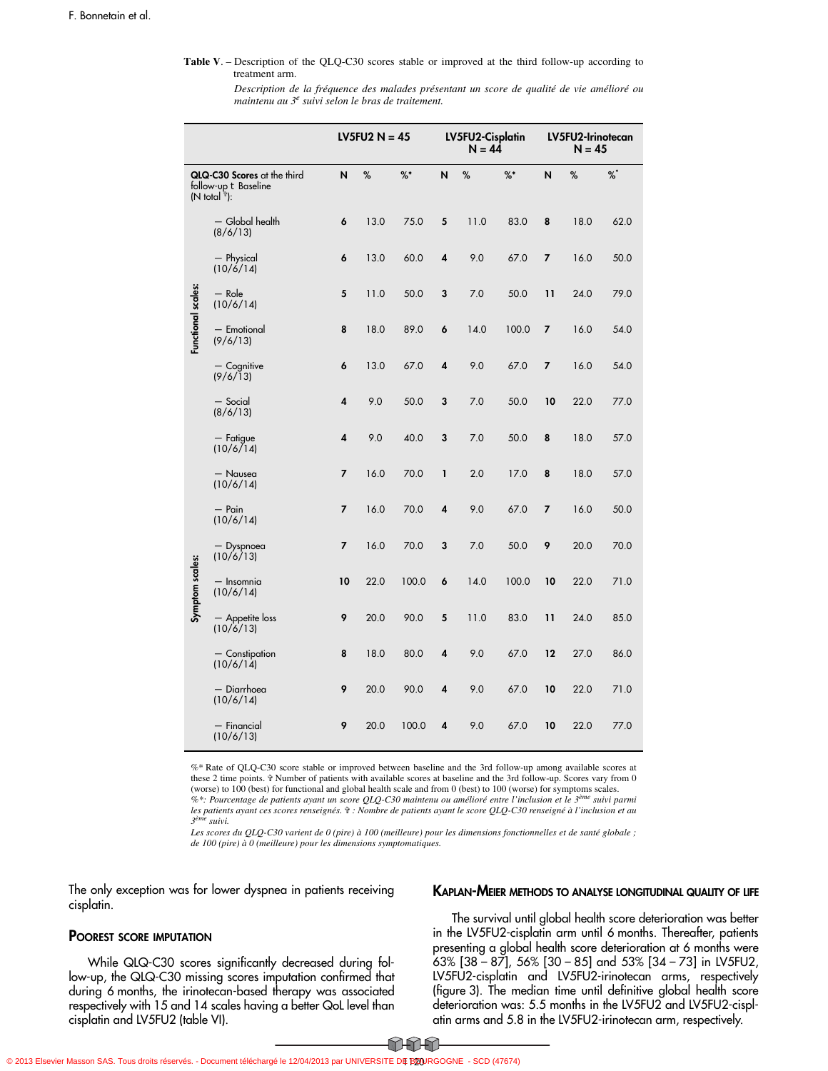**Table V**. – Description of the QLQ-C30 scores stable or improved at the third follow-up according to treatment arm.

*Description de la fréquence des malades présentant un score de qualité de vie amélioré ou maintenu au 3[e] suivi selon le bras de traitement.*

| | QLQ-C30 Scores at the third follow-up ± Baseline (N total ☦): | LV5FU2 N = 45 | | | LV5FU2-Cisplatin N = 44 | | | LV5FU2-Irinotecan N = 45 | | |
|---|---|---|---|---|---|---|---|---|---|---|
| | | N | % | %* | N | % | %* | N | % | %* |
| Functional scales: | – Global health (8/6/13) | 6 | 13.0 | 75.0 | 5 | 11.0 | 83.0 | 8 | 18.0 | 62.0 |
| | – Physical (10/6/14) | 6 | 13.0 | 60.0 | 4 | 9.0 | 67.0 | 7 | 16.0 | 50.0 |
| | – Role (10/6/14) | 5 | 11.0 | 50.0 | 3 | 7.0 | 50.0 | 11 | 24.0 | 79.0 |
| | – Emotional (9/6/13) | 8 | 18.0 | 89.0 | 6 | 14.0 | 100.0 | 7 | 16.0 | 54.0 |
| | – Cognitive (9/6/13) | 6 | 13.0 | 67.0 | 4 | 9.0 | 67.0 | 7 | 16.0 | 54.0 |
| | – Social (8/6/13) | 4 | 9.0 | 50.0 | 3 | 7.0 | 50.0 | 10 | 22.0 | 77.0 |
| Symptom scales: | – Fatigue (10/6/14) | 4 | 9.0 | 40.0 | 3 | 7.0 | 50.0 | 8 | 18.0 | 57.0 |
| | – Nausea (10/6/14) | 7 | 16.0 | 70.0 | 1 | 2.0 | 17.0 | 8 | 18.0 | 57.0 |
| | – Pain (10/6/14) | 7 | 16.0 | 70.0 | 4 | 9.0 | 67.0 | 7 | 16.0 | 50.0 |
| | – Dyspnoea (10/6/13) | 7 | 16.0 | 70.0 | 3 | 7.0 | 50.0 | 9 | 20.0 | 70.0 |
| | – Insomnia (10/6/14) | 10 | 22.0 | 100.0 | 6 | 14.0 | 100.0 | 10 | 22.0 | 71.0 |
| | – Appetite loss (10/6/13) | 9 | 20.0 | 90.0 | 5 | 11.0 | 83.0 | 11 | 24.0 | 85.0 |
| | – Constipation (10/6/14) | 8 | 18.0 | 80.0 | 4 | 9.0 | 67.0 | 12 | 27.0 | 86.0 |
| | – Diarrhoea (10/6/14) | 9 | 20.0 | 90.0 | 4 | 9.0 | 67.0 | 10 | 22.0 | 71.0 |
| | – Financial (10/6/13) | 9 | 20.0 | 100.0 | 4 | 9.0 | 67.0 | 10 | 22.0 | 77.0 |

%* Rate of QLQ-C30 score stable or improved between baseline and the 3rd follow-up among available scores at these 2 time points. ☦ Number of patients with available scores at baseline and the 3rd follow-up. Scores vary from 0 (worse) to 100 (best) for functional and global health scale and from 0 (best) to 100 (worse) for symptoms scales.
*%*: Pourcentage de patients ayant un score QLQ-C30 maintenu ou amélioré entre l'inclusion et le 3[ème] suivi parmi les patients ayant ces scores renseignés. ☦ : Nombre de patients ayant le score QLQ-C30 renseigné à l'inclusion et au 3[ème] suivi.*
*Les scores du QLQ-C30 varient de 0 (pire) à 100 (meilleure) pour les dimensions fonctionnelles et de santé globale ; de 100 (pire) à 0 (meilleure) pour les dimensions symptomatiques.*

The only exception was for lower dyspnea in patients receiving cisplatin.

### Poorest score imputation

While QLQ-C30 scores significantly decreased during follow-up, the QLQ-C30 missing scores imputation confirmed that during 6 months, the irinotecan-based therapy was associated respectively with 15 and 14 scales having a better QoL level than cisplatin and LV5FU2 (table VI).

### Kaplan-Meier methods to analyse longitudinal quality of life

The survival until global health score deterioration was better in the LV5FU2-cisplatin arm until 6 months. Thereafter, patients presenting a global health score deterioration at 6 months were 63% [38 – 87], 56% [30 – 85] and 53% [34 – 73] in LV5FU2, LV5FU2-cisplatin and LV5FU2-irinotecan arms, respectively (figure 3). The median time until definitive global health score deterioration was: 5.5 months in the LV5FU2 and LV5FU2-cisplatin arms and 5.8 in the LV5FU2-irinotecan arm, respectively.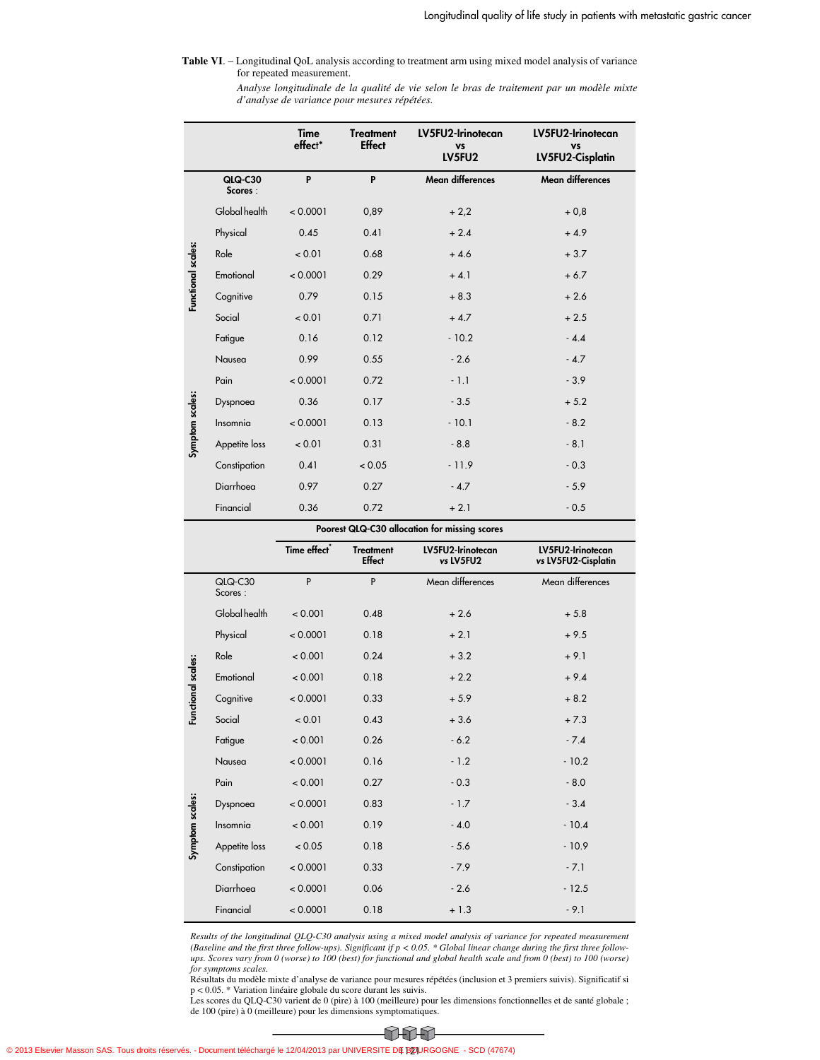**Table VI**. – Longitudinal QoL analysis according to treatment arm using mixed model analysis of variance for repeated measurement.

*Analyse longitudinale de la qualité de vie selon le bras de traitement par un modèle mixte d'analyse de variance pour mesures répétées.*

| | | Time effect* | Treatment Effect | LV5FU2-Irinotecan vs LV5FU2 | LV5FU2-Irinotecan vs LV5FU2-Cisplatin |
|---|---|---|---|---|---|
| | QLQ-C30 Scores : | P | P | Mean differences | Mean differences |
| Functional scales: | Global health | < 0.0001 | 0,89 | + 2,2 | + 0,8 |
| | Physical | 0.45 | 0.41 | + 2.4 | + 4.9 |
| | Role | < 0.01 | 0.68 | + 4.6 | + 3.7 |
| | Emotional | < 0.0001 | 0.29 | + 4.1 | + 6.7 |
| | Cognitive | 0.79 | 0.15 | + 8.3 | + 2.6 |
| | Social | < 0.01 | 0.71 | + 4.7 | + 2.5 |
| Symptom scales: | Fatigue | 0.16 | 0.12 | - 10.2 | - 4.4 |
| | Nausea | 0.99 | 0.55 | - 2.6 | - 4.7 |
| | Pain | < 0.0001 | 0.72 | - 1.1 | - 3.9 |
| | Dyspnoea | 0.36 | 0.17 | - 3.5 | + 5.2 |
| | Insomnia | < 0.0001 | 0.13 | - 10.1 | - 8.2 |
| | Appetite loss | < 0.01 | 0.31 | - 8.8 | - 8.1 |
| | Constipation | 0.41 | < 0.05 | - 11.9 | - 0.3 |
| | Diarrhoea | 0.97 | 0.27 | - 4.7 | - 5.9 |
| | Financial | 0.36 | 0.72 | + 2.1 | - 0.5 |
| | | **Poorest QLQ-C30 allocation for missing scores** | | | |
| | | Time effect* | Treatment Effect | LV5FU2-Irinotecan vs LV5FU2 | LV5FU2-Irinotecan vs LV5FU2-Cisplatin |
| | QLQ-C30 Scores : | P | P | Mean differences | Mean differences |
| Functional scales: | Global health | < 0.001 | 0.48 | + 2.6 | + 5.8 |
| | Physical | < 0.0001 | 0.18 | + 2.1 | + 9.5 |
| | Role | < 0.001 | 0.24 | + 3.2 | + 9.1 |
| | Emotional | < 0.001 | 0.18 | + 2.2 | + 9.4 |
| | Cognitive | < 0.0001 | 0.33 | + 5.9 | + 8.2 |
| | Social | < 0.01 | 0.43 | + 3.6 | + 7.3 |
| Symptom scales: | Fatigue | < 0.001 | 0.26 | - 6.2 | - 7.4 |
| | Nausea | < 0.0001 | 0.16 | - 1.2 | - 10.2 |
| | Pain | < 0.001 | 0.27 | - 0.3 | - 8.0 |
| | Dyspnoea | < 0.0001 | 0.83 | - 1.7 | - 3.4 |
| | Insomnia | < 0.001 | 0.19 | - 4.0 | - 10.4 |
| | Appetite loss | < 0.05 | 0.18 | - 5.6 | - 10.9 |
| | Constipation | < 0.0001 | 0.33 | - 7.9 | - 7.1 |
| | Diarrhoea | < 0.0001 | 0.06 | - 2.6 | - 12.5 |
| | Financial | < 0.0001 | 0.18 | + 1.3 | - 9.1 |

*Results of the longitudinal QLQ-C30 analysis using a mixed model analysis of variance for repeated measurement (Baseline and the first three follow-ups). Significant if p < 0.05. * Global linear change during the first three follow-ups. Scores vary from 0 (worse) to 100 (best) for functional and global health scale and from 0 (best) to 100 (worse) for symptoms scales.*

Résultats du modèle mixte d'analyse de variance pour mesures répétées (inclusion et 3 premiers suivis). Significatif si p < 0.05. * Variation linéaire globale du score durant les suivis.

Les scores du QLQ-C30 varient de 0 (pire) à 100 (meilleure) pour les dimensions fonctionnelles et de santé globale ; de 100 (pire) à 0 (meilleure) pour les dimensions symptomatiques.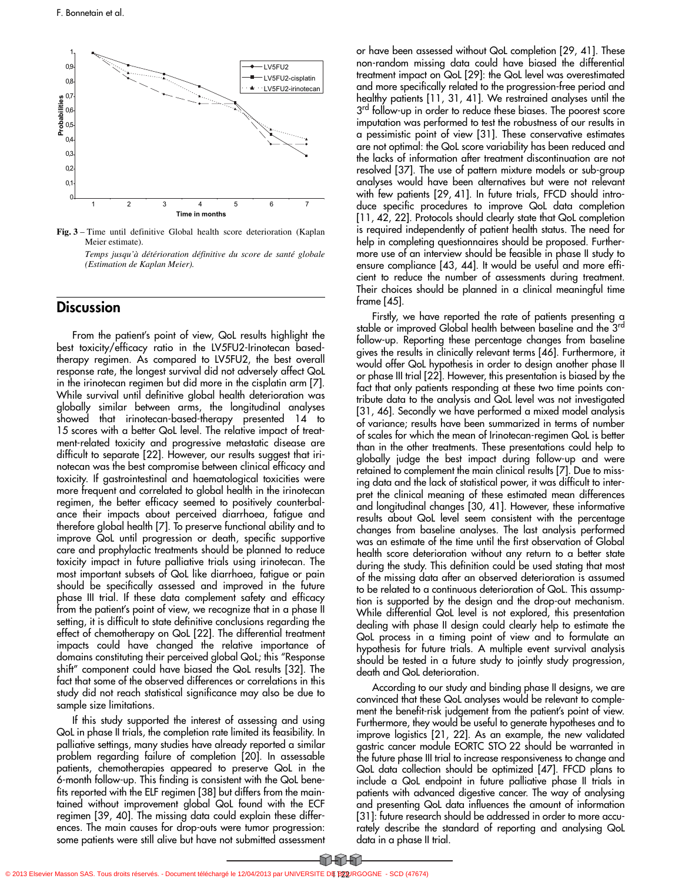**Fig. 3** – Time until definitive Global health score deterioration (Kaplan Meier estimate).

*Temps jusqu'à détérioration définitive du score de santé globale (Estimation de Kaplan Meier).*

## Discussion

From the patient's point of view, QoL results highlight the best toxicity/efficacy ratio in the LV5FU2-Irinotecan based-therapy regimen. As compared to LV5FU2, the best overall response rate, the longest survival did not adversely affect QoL in the irinotecan regimen but did more in the cisplatin arm [7]. While survival until definitive global health deterioration was globally similar between arms, the longitudinal analyses showed that irinotecan-based-therapy presented 14 to 15 scores with a better QoL level. The relative impact of treatment-related toxicity and progressive metastatic disease are difficult to separate [22]. However, our results suggest that irinotecan was the best compromise between clinical efficacy and toxicity. If gastrointestinal and haematological toxicities were more frequent and correlated to global health in the irinotecan regimen, the better efficacy seemed to positively counterbalance their impacts about perceived diarrhoea, fatigue and therefore global health [7]. To preserve functional ability and to improve QoL until progression or death, specific supportive care and prophylactic treatments should be planned to reduce toxicity impact in future palliative trials using irinotecan. The most important subsets of QoL like diarrhoea, fatigue or pain should be specifically assessed and improved in the future phase III trial. If these data complement safety and efficacy from the patient's point of view, we recognize that in a phase II setting, it is difficult to state definitive conclusions regarding the effect of chemotherapy on QoL [22]. The differential treatment impacts could have changed the relative importance of domains constituting their perceived global QoL; this "Response shift" component could have biased the QoL results [32]. The fact that some of the observed differences or correlations in this study did not reach statistical significance may also be due to sample size limitations.

If this study supported the interest of assessing and using QoL in phase II trials, the completion rate limited its feasibility. In palliative settings, many studies have already reported a similar problem regarding failure of completion [20]. In assessable patients, chemotherapies appeared to preserve QoL in the 6-month follow-up. This finding is consistent with the QoL benefits reported with the ELF regimen [38] but differs from the maintained without improvement global QoL found with the ECF regimen [39, 40]. The missing data could explain these differences. The main causes for drop-outs were tumor progression: some patients were still alive but have not submitted assessment or have been assessed without QoL completion [29, 41]. These non-random missing data could have biased the differential treatment impact on QoL [29]: the QoL level was overestimated and more specifically related to the progression-free period and healthy patients [11, 31, 41]. We restrained analyses until the 3rd follow-up in order to reduce these biases. The poorest score imputation was performed to test the robustness of our results in a pessimistic point of view [31]. These conservative estimates are not optimal: the QoL score variability has been reduced and the lacks of information after treatment discontinuation are not resolved [37]. The use of pattern mixture models or sub-group analyses would have been alternatives but were not relevant with few patients [29, 41]. In future trials, FFCD should introduce specific procedures to improve QoL data completion [11, 42, 22]. Protocols should clearly state that QoL completion is required independently of patient health status. The need for help in completing questionnaires should be proposed. Furthermore use of an interview should be feasible in phase II study to ensure compliance [43, 44]. It would be useful and more efficient to reduce the number of assessments during treatment. Their choices should be planned in a clinical meaningful time frame [45].

Firstly, we have reported the rate of patients presenting a stable or improved Global health between baseline and the 3rd follow-up. Reporting these percentage changes from baseline gives the results in clinically relevant terms [46]. Furthermore, it would offer QoL hypothesis in order to design another phase II or phase III trial [22]. However, this presentation is biased by the fact that only patients responding at these two time points contribute data to the analysis and QoL level was not investigated [31, 46]. Secondly we have performed a mixed model analysis of variance; results have been summarized in terms of number of scales for which the mean of Irinotecan-regimen QoL is better than in the other treatments. These presentations could help to globally judge the best impact during follow-up and were retained to complement the main clinical results [7]. Due to missing data and the lack of statistical power, it was difficult to interpret the clinical meaning of these estimated mean differences and longitudinal changes [30, 41]. However, these informative results about QoL level seem consistent with the percentage changes from baseline analyses. The last analysis performed was an estimate of the time until the first observation of Global health score deterioration without any return to a better state during the study. This definition could be used stating that most of the missing data after an observed deterioration is assumed to be related to a continuous deterioration of QoL. This assumption is supported by the design and the drop-out mechanism. While differential QoL level is not explored, this presentation dealing with phase II design could clearly help to estimate the QoL process in a timing point of view and to formulate an hypothesis for future trials. A multiple event survival analysis should be tested in a future study to jointly study progression, death and QoL deterioration.

According to our study and binding phase II designs, we are convinced that these QoL analyses would be relevant to complement the benefit-risk judgement from the patient's point of view. Furthermore, they would be useful to generate hypotheses and to improve logistics [21, 22]. As an example, the new validated gastric cancer module EORTC STO 22 should be warranted in the future phase III trial to increase responsiveness to change and QoL data collection should be optimized [47]. FFCD plans to include a QoL endpoint in future palliative phase II trials in patients with advanced digestive cancer. The way of analysing and presenting QoL data influences the amount of information [31]: future research should be addressed in order to more accurately describe the standard of reporting and analysing QoL data in a phase II trial.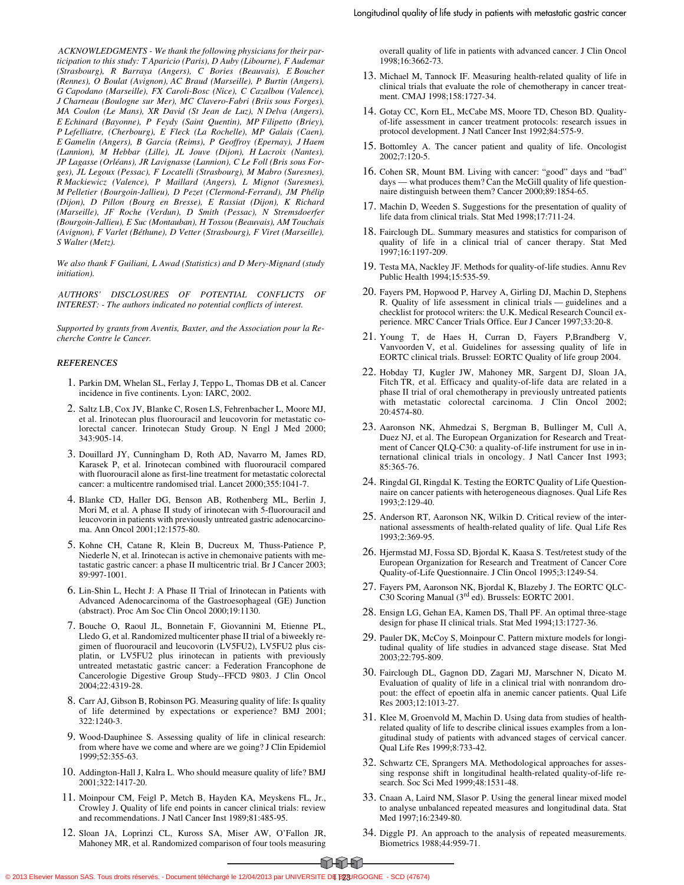*ACKNOWLEDGMENTS - We thank the following physicians for their participation to this study: T Aparicio (Paris), D Auby (Libourne), F Audemar (Strasbourg), R Barraya (Angers), C Bories (Beauvais), E Boucher (Rennes), O Boulat (Avignon), AC Braud (Marseille), P Burtin (Angers), G Capodano (Marseille), FX Caroli-Bosc (Nice), C Cazalbou (Valence), J Charneau (Boulogne sur Mer), MC Clavero-Fabri (Briis sous Forges), MA Coulon (Le Mans), XR David (St Jean de Luz), N Delva (Angers), E Echinard (Bayonne), P Feydy (Saint Quentin), MP Filipetto (Briey), P Lefelliatre, (Cherbourg), E Fleck (La Rochelle), MP Galais (Caen), E Gamelin (Angers), B Garcia (Reims), P Geoffroy (Epernay), J Haem (Lannion), M Hebbar (Lille), JL Jouve (Dijon), H Lacroix (Nantes), JP Lagasse (Orléans), JR Lavignasse (Lannion), C Le Foll (Bris sous Forges), JL Legoux (Pessac), F Locatelli (Strasbourg), M Mabro (Suresnes), R Mackiewicz (Valence), P Maillard (Angers), L Mignot (Suresnes), M Pelletier (Bourgoin-Jallieu), D Pezet (Clermond-Ferrand), JM Phélip (Dijon), D Pillon (Bourg en Bresse), E Rassiat (Dijon), K Richard (Marseille), JF Roche (Verdun), D Smith (Pessac), N Stremsdoerfer (Bourgoin-Jallieu), E Suc (Montauban), H Tossou (Beauvais), AM Touchais (Avignon), F Varlet (Béthune), D Vetter (Strasbourg), F Viret (Marseille), S Walter (Metz).*

*We also thank F Guiliani, L Awad (Statistics) and D Mery-Mignard (study initiation).*

*AUTHORS' DISCLOSURES OF POTENTIAL CONFLICTS OF INTEREST: - The authors indicated no potential conflicts of interest.*

*Supported by grants from Aventis, Baxter, and the Association pour la Recherche Contre le Cancer.*

## REFERENCES

1. Parkin DM, Whelan SL, Ferlay J, Teppo L, Thomas DB et al. Cancer incidence in five continents. Lyon: IARC, 2002.
2. Saltz LB, Cox JV, Blanke C, Rosen LS, Fehrenbacher L, Moore MJ, et al. Irinotecan plus fluorouracil and leucovorin for metastatic colorectal cancer. Irinotecan Study Group. N Engl J Med 2000; 343:905-14.
3. Douillard JY, Cunningham D, Roth AD, Navarro M, James RD, Karasek P, et al. Irinotecan combined with fluorouracil compared with fluorouracil alone as first-line treatment for metastatic colorectal cancer: a multicentre randomised trial. Lancet 2000;355:1041-7.
4. Blanke CD, Haller DG, Benson AB, Rothenberg ML, Berlin J, Mori M, et al. A phase II study of irinotecan with 5-fluorouracil and leucovorin in patients with previously untreated gastric adenocarcinoma. Ann Oncol 2001;12:1575-80.
5. Kohne CH, Catane R, Klein B, Ducreux M, Thuss-Patience P, Niederle N, et al. Irinotecan is active in chemonaive patients with metastatic gastric cancer: a phase II multicentric trial. Br J Cancer 2003; 89:997-1001.
6. Lin-Shin L, Hecht J: A Phase II Trial of Irinotecan in Patients with Advanced Adenocarcinoma of the Gastroesophageal (GE) Junction (abstract). Proc Am Soc Clin Oncol 2000;19:1130.
7. Bouche O, Raoul JL, Bonnetain F, Giovannini M, Etienne PL, Lledo G, et al. Randomized multicenter phase II trial of a biweekly regimen of fluorouracil and leucovorin (LV5FU2), LV5FU2 plus cisplatin, or LV5FU2 plus irinotecan in patients with previously untreated metastatic gastric cancer: a Federation Francophone de Cancerologie Digestive Group Study--FFCD 9803. J Clin Oncol 2004;22:4319-28.
8. Carr AJ, Gibson B, Robinson PG. Measuring quality of life: Is quality of life determined by expectations or experience? BMJ 2001; 322:1240-3.
9. Wood-Dauphinee S. Assessing quality of life in clinical research: from where have we come and where are we going? J Clin Epidemiol 1999;52:355-63.
10. Addington-Hall J, Kalra L. Who should measure quality of life? BMJ 2001;322:1417-20.
11. Moinpour CM, Feigl P, Metch B, Hayden KA, Meyskens FL, Jr., Crowley J. Quality of life end points in cancer clinical trials: review and recommendations. J Natl Cancer Inst 1989;81:485-95.
12. Sloan JA, Loprinzi CL, Kuross SA, Miser AW, O'Fallon JR, Mahoney MR, et al. Randomized comparison of four tools measuring overall quality of life in patients with advanced cancer. J Clin Oncol 1998;16:3662-73.
13. Michael M, Tannock IF. Measuring health-related quality of life in clinical trials that evaluate the role of chemotherapy in cancer treatment. CMAJ 1998;158:1727-34.
14. Gotay CC, Korn EL, McCabe MS, Moore TD, Cheson BD. Quality-of-life assessment in cancer treatment protocols: research issues in protocol development. J Natl Cancer Inst 1992;84:575-9.
15. Bottomley A. The cancer patient and quality of life. Oncologist 2002;7:120-5.
16. Cohen SR, Mount BM. Living with cancer: "good" days and "bad" days — what produces them? Can the McGill quality of life questionnaire distinguish between them? Cancer 2000;89:1854-65.
17. Machin D, Weeden S. Suggestions for the presentation of quality of life data from clinical trials. Stat Med 1998;17:711-24.
18. Fairclough DL. Summary measures and statistics for comparison of quality of life in a clinical trial of cancer therapy. Stat Med 1997;16:1197-209.
19. Testa MA, Nackley JF. Methods for quality-of-life studies. Annu Rev Public Health 1994;15:535-59.
20. Fayers PM, Hopwood P, Harvey A, Girling DJ, Machin D, Stephens R. Quality of life assessment in clinical trials — guidelines and a checklist for protocol writers: the U.K. Medical Research Council experience. MRC Cancer Trials Office. Eur J Cancer 1997;33:20-8.
21. Young T, de Haes H, Curran D, Fayers P,Brandberg V, Vanvoorden V, et al. Guidelines for assessing quality of life in EORTC clinical trials. Brussel: EORTC Quality of life group 2004.
22. Hobday TJ, Kugler JW, Mahoney MR, Sargent DJ, Sloan JA, Fitch TR, et al. Efficacy and quality-of-life data are related in a phase II trial of oral chemotherapy in previously untreated patients with metastatic colorectal carcinoma. J Clin Oncol 2002; 20:4574-80.
23. Aaronson NK, Ahmedzai S, Bergman B, Bullinger M, Cull A, Duez NJ, et al. The European Organization for Research and Treatment of Cancer QLQ-C30: a quality-of-life instrument for use in international clinical trials in oncology. J Natl Cancer Inst 1993; 85:365-76.
24. Ringdal GI, Ringdal K. Testing the EORTC Quality of Life Questionnaire on cancer patients with heterogeneous diagnoses. Qual Life Res 1993;2:129-40.
25. Anderson RT, Aaronson NK, Wilkin D. Critical review of the international assessments of health-related quality of life. Qual Life Res 1993;2:369-95.
26. Hjermstad MJ, Fossa SD, Bjordal K, Kaasa S. Test/retest study of the European Organization for Research and Treatment of Cancer Core Quality-of-Life Questionnaire. J Clin Oncol 1995;3:1249-54.
27. Fayers PM, Aaronson NK, Bjordal K, Blazeby J. The EORTC QLC-C30 Scoring Manual (3rd ed). Brussels: EORTC 2001.
28. Ensign LG, Gehan EA, Kamen DS, Thall PF. An optimal three-stage design for phase II clinical trials. Stat Med 1994;13:1727-36.
29. Pauler DK, McCoy S, Moinpour C. Pattern mixture models for longitudinal quality of life studies in advanced stage disease. Stat Med 2003;22:795-809.
30. Fairclough DL, Gagnon DD, Zagari MJ, Marschner N, Dicato M. Evaluation of quality of life in a clinical trial with nonrandom dropout: the effect of epoetin alfa in anemic cancer patients. Qual Life Res 2003;12:1013-27.
31. Klee M, Groenvold M, Machin D. Using data from studies of health-related quality of life to describe clinical issues examples from a longitudinal study of patients with advanced stages of cervical cancer. Qual Life Res 1999;8:733-42.
32. Schwartz CE, Sprangers MA. Methodological approaches for assessing response shift in longitudinal health-related quality-of-life research. Soc Sci Med 1999;48:1531-48.
33. Cnaan A, Laird NM, Slasor P. Using the general linear mixed model to analyse unbalanced repeated measures and longitudinal data. Stat Med 1997;16:2349-80.
34. Diggle PJ. An approach to the analysis of repeated measurements. Biometrics 1988;44:959-71.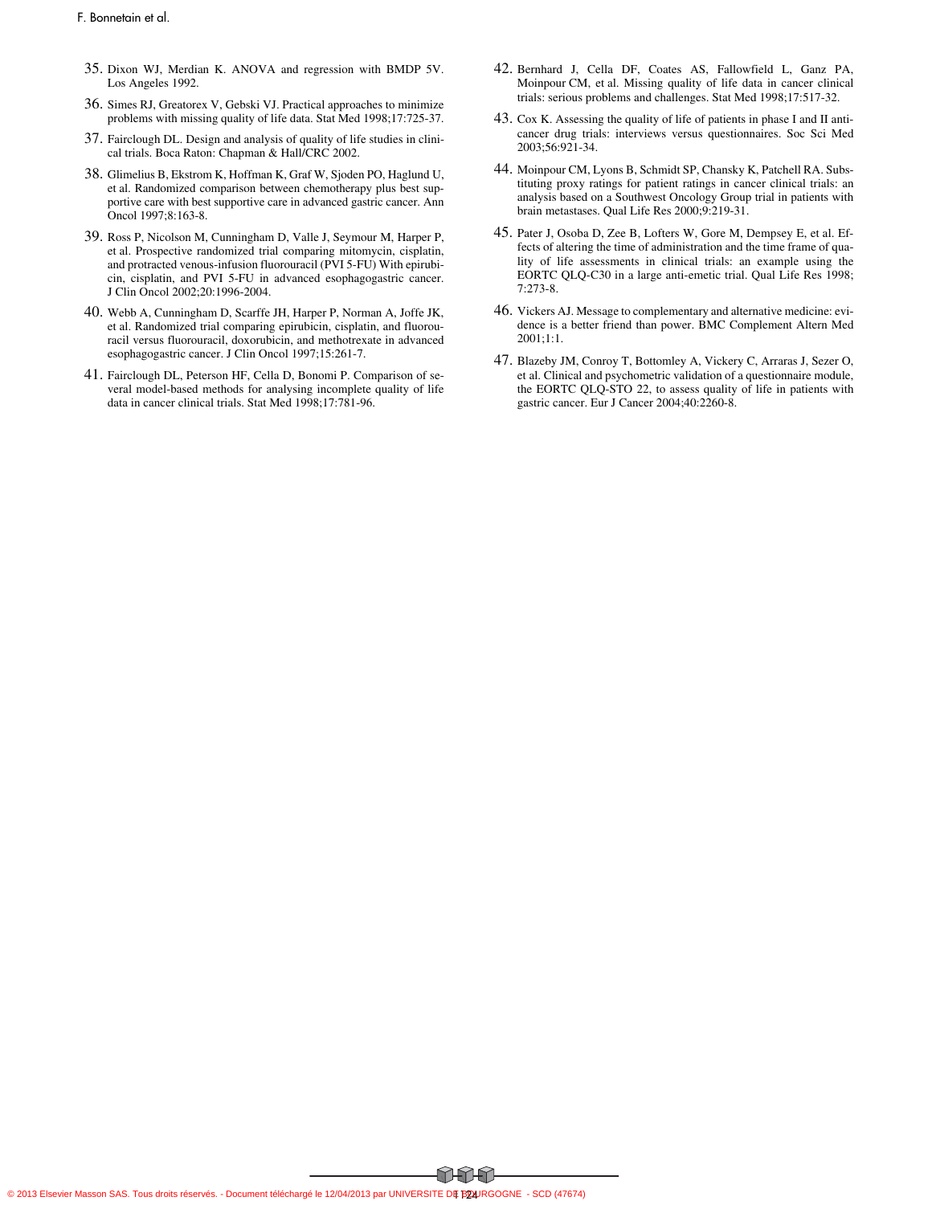35. Dixon WJ, Merdian K. ANOVA and regression with BMDP 5V. Los Angeles 1992.

36. Simes RJ, Greatorex V, Gebski VJ. Practical approaches to minimize problems with missing quality of life data. Stat Med 1998;17:725-37.

37. Fairclough DL. Design and analysis of quality of life studies in clinical trials. Boca Raton: Chapman & Hall/CRC 2002.

38. Glimelius B, Ekstrom K, Hoffman K, Graf W, Sjoden PO, Haglund U, et al. Randomized comparison between chemotherapy plus best supportive care with best supportive care in advanced gastric cancer. Ann Oncol 1997;8:163-8.

39. Ross P, Nicolson M, Cunningham D, Valle J, Seymour M, Harper P, et al. Prospective randomized trial comparing mitomycin, cisplatin, and protracted venous-infusion fluorouracil (PVI 5-FU) With epirubicin, cisplatin, and PVI 5-FU in advanced esophagogastric cancer. J Clin Oncol 2002;20:1996-2004.

40. Webb A, Cunningham D, Scarffe JH, Harper P, Norman A, Joffe JK, et al. Randomized trial comparing epirubicin, cisplatin, and fluorouracil versus fluorouracil, doxorubicin, and methotrexate in advanced esophagogastric cancer. J Clin Oncol 1997;15:261-7.

41. Fairclough DL, Peterson HF, Cella D, Bonomi P. Comparison of several model-based methods for analysing incomplete quality of life data in cancer clinical trials. Stat Med 1998;17:781-96.

42. Bernhard J, Cella DF, Coates AS, Fallowfield L, Ganz PA, Moinpour CM, et al. Missing quality of life data in cancer clinical trials: serious problems and challenges. Stat Med 1998;17:517-32.

43. Cox K. Assessing the quality of life of patients in phase I and II anticancer drug trials: interviews versus questionnaires. Soc Sci Med 2003;56:921-34.

44. Moinpour CM, Lyons B, Schmidt SP, Chansky K, Patchell RA. Substituting proxy ratings for patient ratings in cancer clinical trials: an analysis based on a Southwest Oncology Group trial in patients with brain metastases. Qual Life Res 2000;9:219-31.

45. Pater J, Osoba D, Zee B, Lofters W, Gore M, Dempsey E, et al. Effects of altering the time of administration and the time frame of quality of life assessments in clinical trials: an example using the EORTC QLQ-C30 in a large anti-emetic trial. Qual Life Res 1998; 7:273-8.

46. Vickers AJ. Message to complementary and alternative medicine: evidence is a better friend than power. BMC Complement Altern Med 2001;1:1.

47. Blazeby JM, Conroy T, Bottomley A, Vickery C, Arraras J, Sezer O, et al. Clinical and psychometric validation of a questionnaire module, the EORTC QLQ-STO 22, to assess quality of life in patients with gastric cancer. Eur J Cancer 2004;40:2260-8.